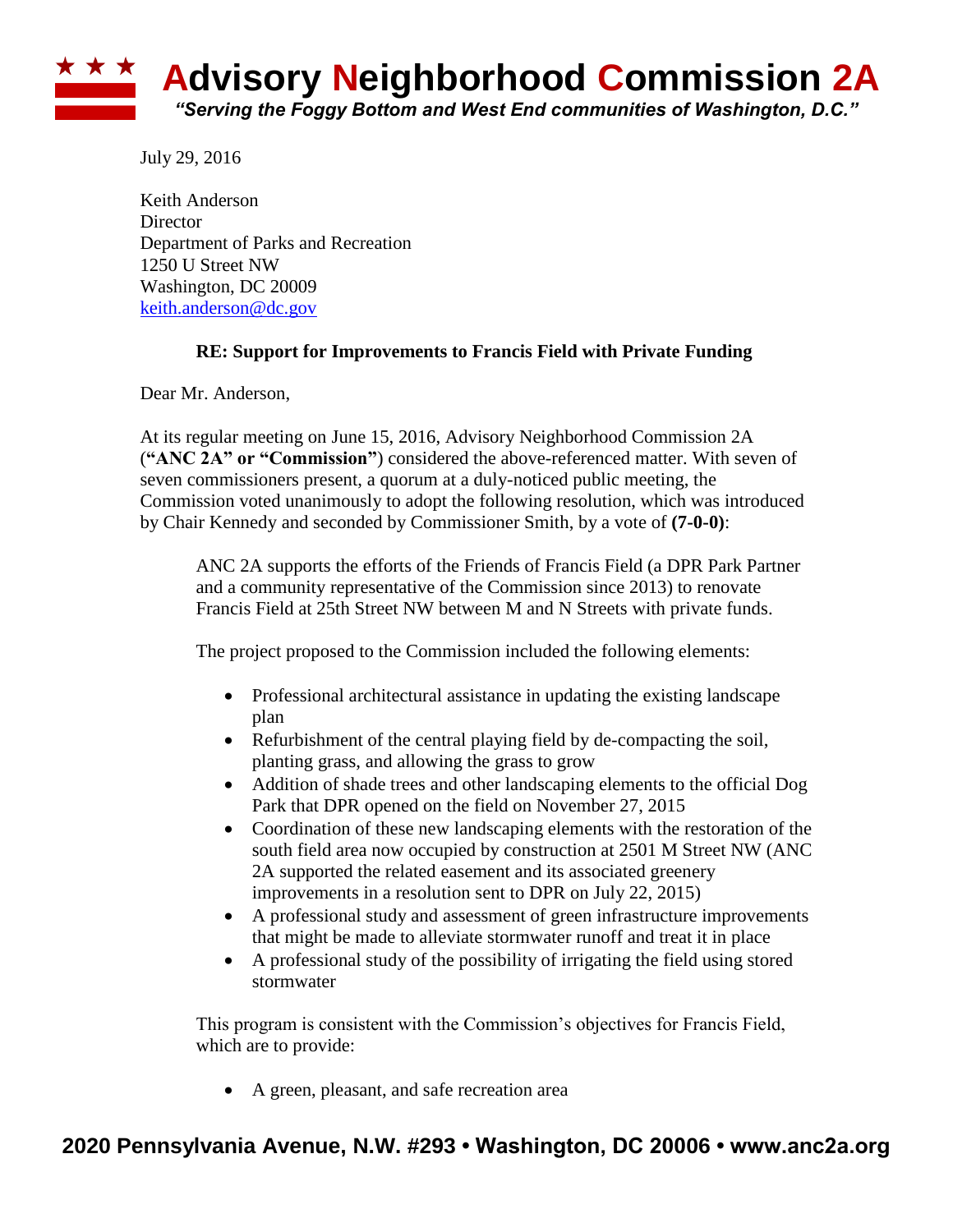# Advisory Neighborhood Commission 2A

*"Serving the Foggy Bottom and West End communities of Washington, D.C."*

July 29, 2016

Keith Anderson
Director
Department of Parks and Recreation
1250 U Street NW
Washington, DC 20009
keith.anderson@dc.gov

**RE: Support for Improvements to Francis Field with Private Funding**

Dear Mr. Anderson,

At its regular meeting on June 15, 2016, Advisory Neighborhood Commission 2A (**"ANC 2A" or "Commission"**) considered the above-referenced matter. With seven of seven commissioners present, a quorum at a duly-noticed public meeting, the Commission voted unanimously to adopt the following resolution, which was introduced by Chair Kennedy and seconded by Commissioner Smith, by a vote of **(7-0-0)**:

> ANC 2A supports the efforts of the Friends of Francis Field (a DPR Park Partner and a community representative of the Commission since 2013) to renovate Francis Field at 25th Street NW between M and N Streets with private funds.
>
> The project proposed to the Commission included the following elements:
>
> - Professional architectural assistance in updating the existing landscape plan
> - Refurbishment of the central playing field by de-compacting the soil, planting grass, and allowing the grass to grow
> - Addition of shade trees and other landscaping elements to the official Dog Park that DPR opened on the field on November 27, 2015
> - Coordination of these new landscaping elements with the restoration of the south field area now occupied by construction at 2501 M Street NW (ANC 2A supported the related easement and its associated greenery improvements in a resolution sent to DPR on July 22, 2015)
> - A professional study and assessment of green infrastructure improvements that might be made to alleviate stormwater runoff and treat it in place
> - A professional study of the possibility of irrigating the field using stored stormwater
>
> This program is consistent with the Commission's objectives for Francis Field, which are to provide:
>
> - A green, pleasant, and safe recreation area

**2020 Pennsylvania Avenue, N.W. #293 • Washington, DC 20006 • www.anc2a.org**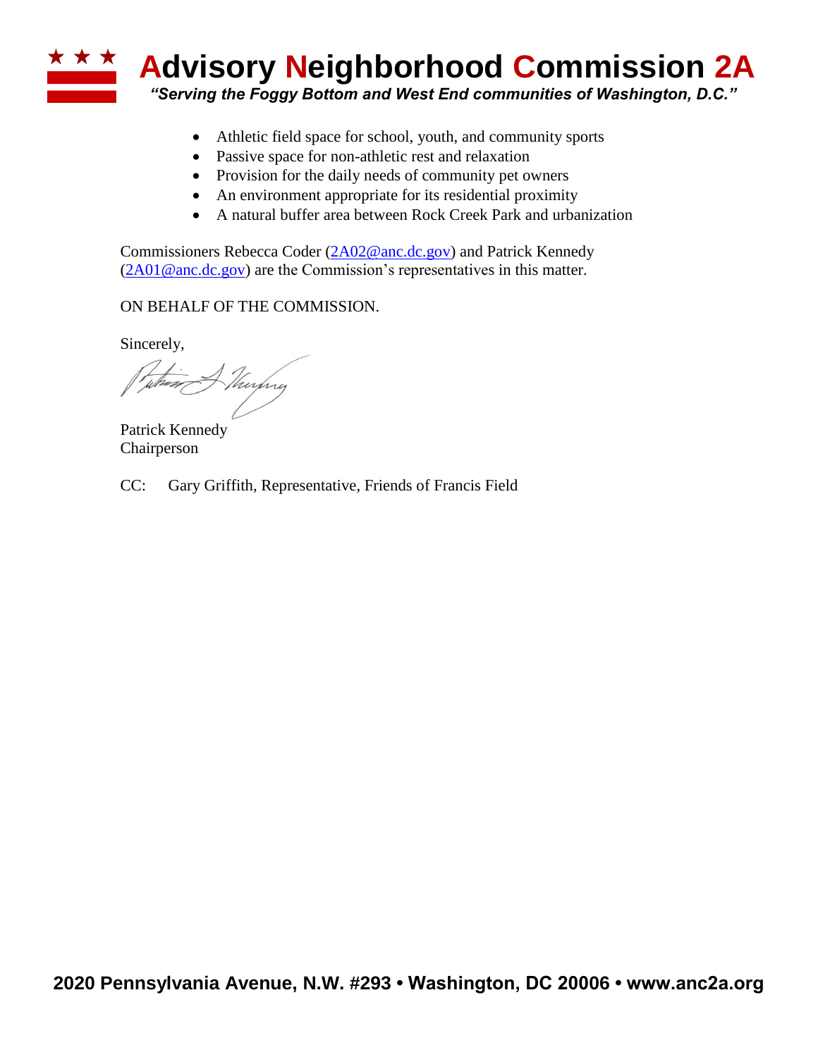- Athletic field space for school, youth, and community sports
- Passive space for non-athletic rest and relaxation
- Provision for the daily needs of community pet owners
- An environment appropriate for its residential proximity
- A natural buffer area between Rock Creek Park and urbanization

Commissioners Rebecca Coder (2A02@anc.dc.gov) and Patrick Kennedy (2A01@anc.dc.gov) are the Commission's representatives in this matter.

ON BEHALF OF THE COMMISSION.

Sincerely,

Patrick Kennedy
Chairperson

CC: Gary Griffith, Representative, Friends of Francis Field